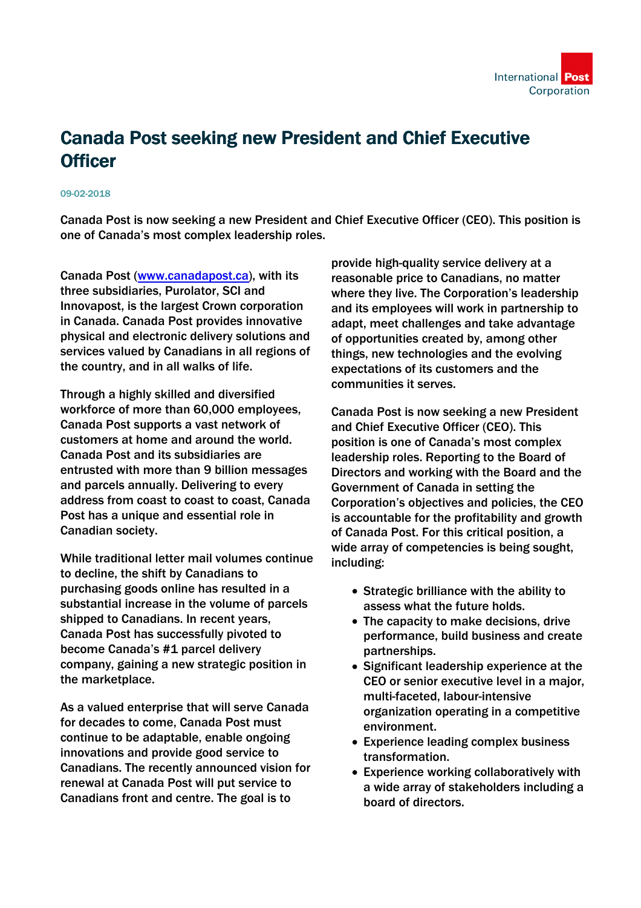# Canada Post seeking new President and Chief Executive Officer

09-02-2018

Canada Post is now seeking a new President and Chief Executive Officer (CEO). This position is one of Canada's most complex leadership roles.

Canada Post (www.canadapost.ca), with its three subsidiaries, Purolator, SCI and Innovapost, is the largest Crown corporation in Canada. Canada Post provides innovative physical and electronic delivery solutions and services valued by Canadians in all regions of the country, and in all walks of life.

Through a highly skilled and diversified workforce of more than 60,000 employees, Canada Post supports a vast network of customers at home and around the world. Canada Post and its subsidiaries are entrusted with more than 9 billion messages and parcels annually. Delivering to every address from coast to coast to coast, Canada Post has a unique and essential role in Canadian society.

While traditional letter mail volumes continue to decline, the shift by Canadians to purchasing goods online has resulted in a substantial increase in the volume of parcels shipped to Canadians. In recent years, Canada Post has successfully pivoted to become Canada's #1 parcel delivery company, gaining a new strategic position in the marketplace.

As a valued enterprise that will serve Canada for decades to come, Canada Post must continue to be adaptable, enable ongoing innovations and provide good service to Canadians. The recently announced vision for renewal at Canada Post will put service to Canadians front and centre. The goal is to provide high-quality service delivery at a reasonable price to Canadians, no matter where they live. The Corporation's leadership and its employees will work in partnership to adapt, meet challenges and take advantage of opportunities created by, among other things, new technologies and the evolving expectations of its customers and the communities it serves.

Canada Post is now seeking a new President and Chief Executive Officer (CEO). This position is one of Canada's most complex leadership roles. Reporting to the Board of Directors and working with the Board and the Government of Canada in setting the Corporation's objectives and policies, the CEO is accountable for the profitability and growth of Canada Post. For this critical position, a wide array of competencies is being sought, including:

- Strategic brilliance with the ability to assess what the future holds.
- The capacity to make decisions, drive performance, build business and create partnerships.
- Significant leadership experience at the CEO or senior executive level in a major, multi-faceted, labour-intensive organization operating in a competitive environment.
- Experience leading complex business transformation.
- Experience working collaboratively with a wide array of stakeholders including a board of directors.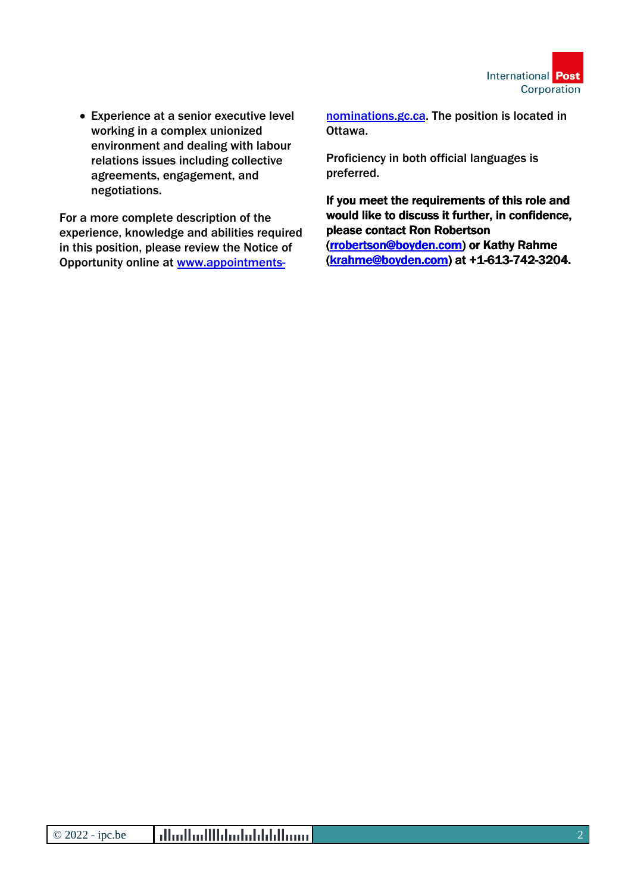- Experience at a senior executive level working in a complex unionized environment and dealing with labour relations issues including collective agreements, engagement, and negotiations.

For a more complete description of the experience, knowledge and abilities required in this position, please review the Notice of Opportunity online at www.appointments-nominations.gc.ca. The position is located in Ottawa.

Proficiency in both official languages is preferred.

**If you meet the requirements of this role and would like to discuss it further, in confidence, please contact Ron Robertson (rrobertson@boyden.com) or Kathy Rahme (krahme@boyden.com) at +1-613-742-3204.**